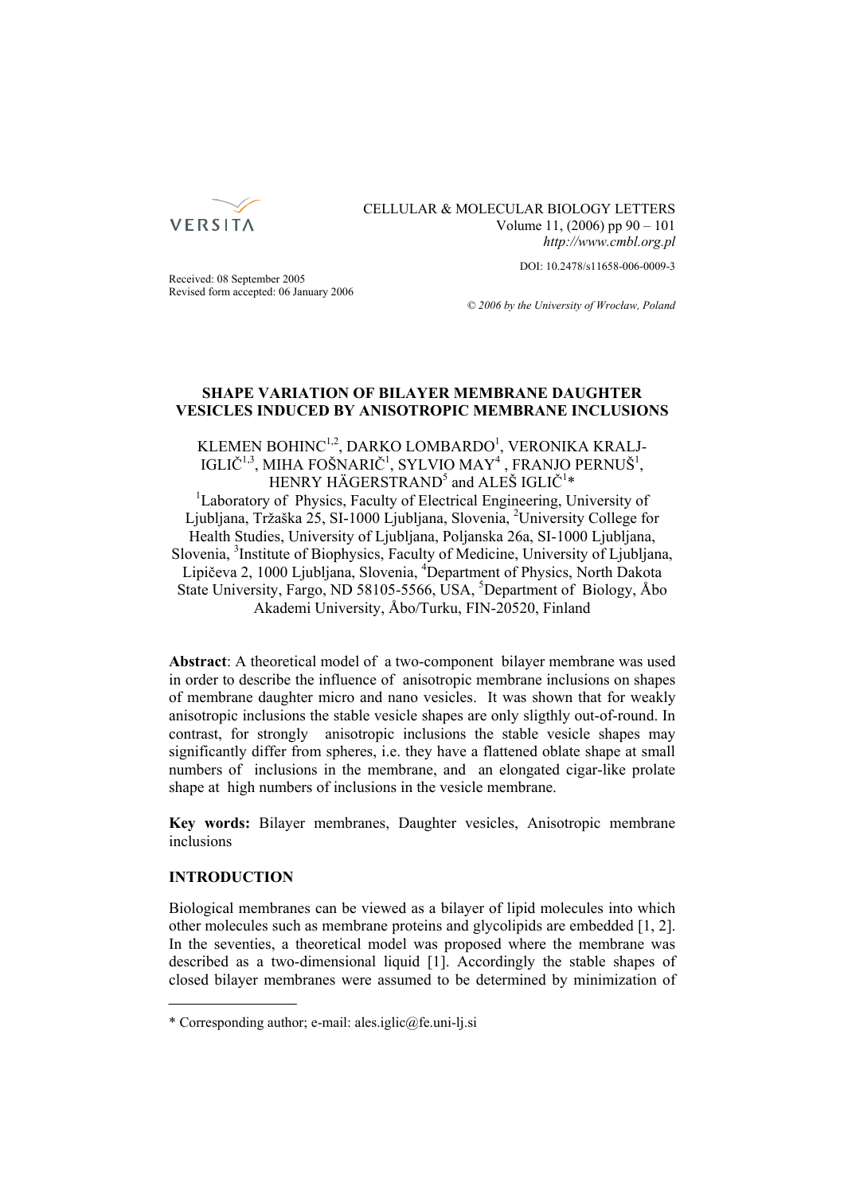CELLULAR & MOLECULAR BIOLOGY LETTERS
Volume 11, (2006) pp 90 – 101
*http://www.cmbl.org.pl*

DOI: 10.2478/s11658-006-0009-3

Received: 08 September 2005
Revised form accepted: 06 January 2006

*© 2006 by the University of Wrocław, Poland*

# SHAPE VARIATION OF BILAYER MEMBRANE DAUGHTER VESICLES INDUCED BY ANISOTROPIC MEMBRANE INCLUSIONS

KLEMEN BOHINC[1,2], DARKO LOMBARDO[1], VERONIKA KRALJ-IGLIČ[1,3], MIHA FOŠNARIČ[1], SYLVIO MAY[4], FRANJO PERNUŠ[1], HENRY HÄGERSTRAND[5] and ALEŠ IGLIČ[1]*

[1]Laboratory of Physics, Faculty of Electrical Engineering, University of Ljubljana, Tržaška 25, SI-1000 Ljubljana, Slovenia, [2]University College for Health Studies, University of Ljubljana, Poljanska 26a, SI-1000 Ljubljana, Slovenia, [3]Institute of Biophysics, Faculty of Medicine, University of Ljubljana, Lipičeva 2, 1000 Ljubljana, Slovenia, [4]Department of Physics, North Dakota State University, Fargo, ND 58105-5566, USA, [5]Department of Biology, Åbo Akademi University, Åbo/Turku, FIN-20520, Finland

**Abstract**: A theoretical model of a two-component bilayer membrane was used in order to describe the influence of anisotropic membrane inclusions on shapes of membrane daughter micro and nano vesicles. It was shown that for weakly anisotropic inclusions the stable vesicle shapes are only sligthly out-of-round. In contrast, for strongly anisotropic inclusions the stable vesicle shapes may significantly differ from spheres, i.e. they have a flattened oblate shape at small numbers of inclusions in the membrane, and an elongated cigar-like prolate shape at high numbers of inclusions in the vesicle membrane.

**Key words:** Bilayer membranes, Daughter vesicles, Anisotropic membrane inclusions

## INTRODUCTION

Biological membranes can be viewed as a bilayer of lipid molecules into which other molecules such as membrane proteins and glycolipids are embedded [1, 2]. In the seventies, a theoretical model was proposed where the membrane was described as a two-dimensional liquid [1]. Accordingly the stable shapes of closed bilayer membranes were assumed to be determined by minimization of

* Corresponding author; e-mail: ales.iglic@fe.uni-lj.si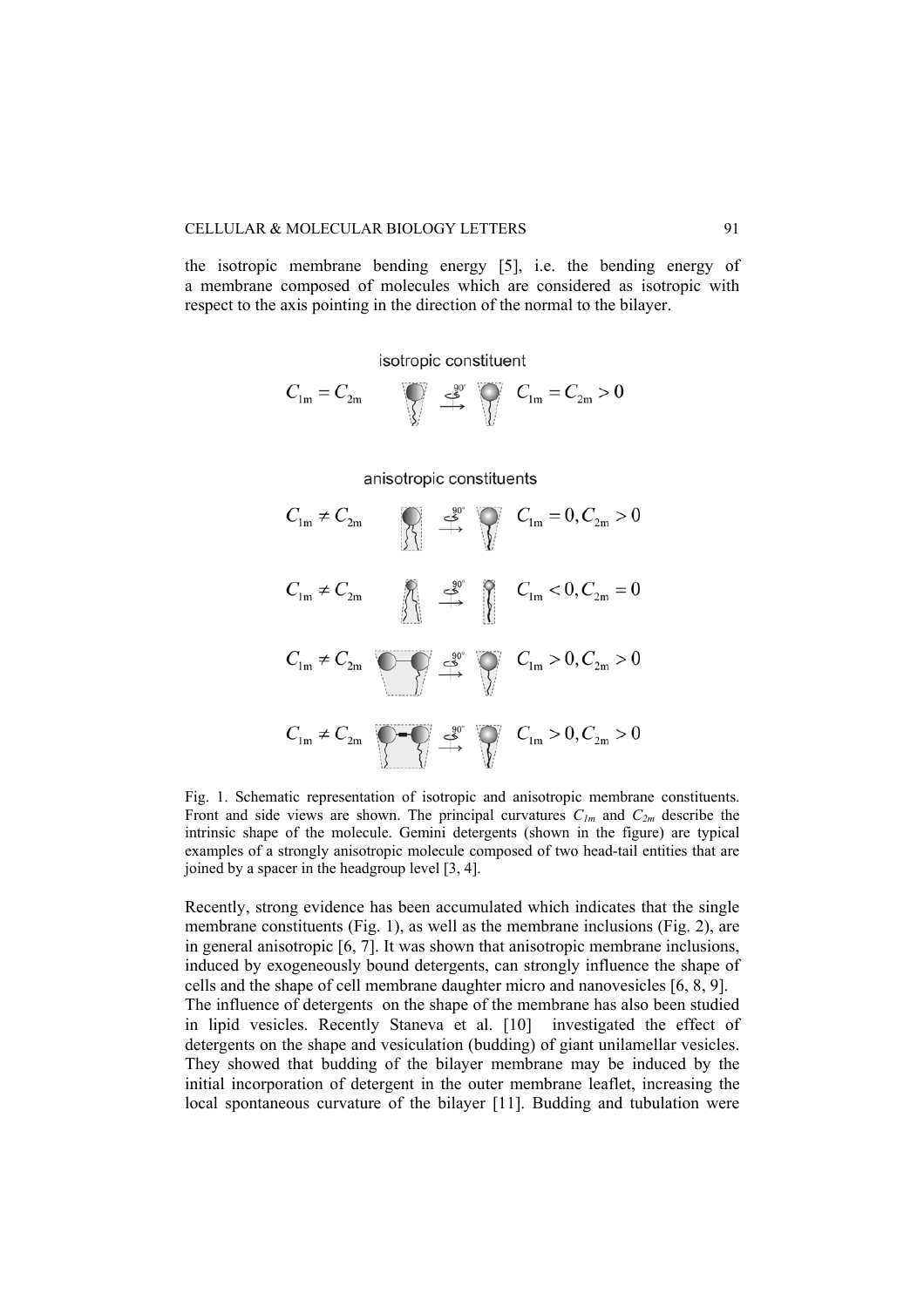the isotropic membrane bending energy [5], i.e. the bending energy of a membrane composed of molecules which are considered as isotropic with respect to the axis pointing in the direction of the normal to the bilayer.

isotropic constituent

$C_{1m} = C_{2m}$ $\quad$ $C_{1m} = C_{2m} > 0$

anisotropic constituents

$C_{1m} \neq C_{2m}$ $\quad$ $C_{1m} = 0, C_{2m} > 0$

$C_{1m} \neq C_{2m}$ $\quad$ $C_{1m} < 0, C_{2m} = 0$

$C_{1m} \neq C_{2m}$ $\quad$ $C_{1m} > 0, C_{2m} > 0$

$C_{1m} \neq C_{2m}$ $\quad$ $C_{1m} > 0, C_{2m} > 0$

Fig. 1. Schematic representation of isotropic and anisotropic membrane constituents. Front and side views are shown. The principal curvatures $C_{1m}$ and $C_{2m}$ describe the intrinsic shape of the molecule. Gemini detergents (shown in the figure) are typical examples of a strongly anisotropic molecule composed of two head-tail entities that are joined by a spacer in the headgroup level [3, 4].

Recently, strong evidence has been accumulated which indicates that the single membrane constituents (Fig. 1), as well as the membrane inclusions (Fig. 2), are in general anisotropic [6, 7]. It was shown that anisotropic membrane inclusions, induced by exogeneously bound detergents, can strongly influence the shape of cells and the shape of cell membrane daughter micro and nanovesicles [6, 8, 9]. The influence of detergents on the shape of the membrane has also been studied in lipid vesicles. Recently Staneva et al. [10] investigated the effect of detergents on the shape and vesiculation (budding) of giant unilamellar vesicles. They showed that budding of the bilayer membrane may be induced by the initial incorporation of detergent in the outer membrane leaflet, increasing the local spontaneous curvature of the bilayer [11]. Budding and tubulation were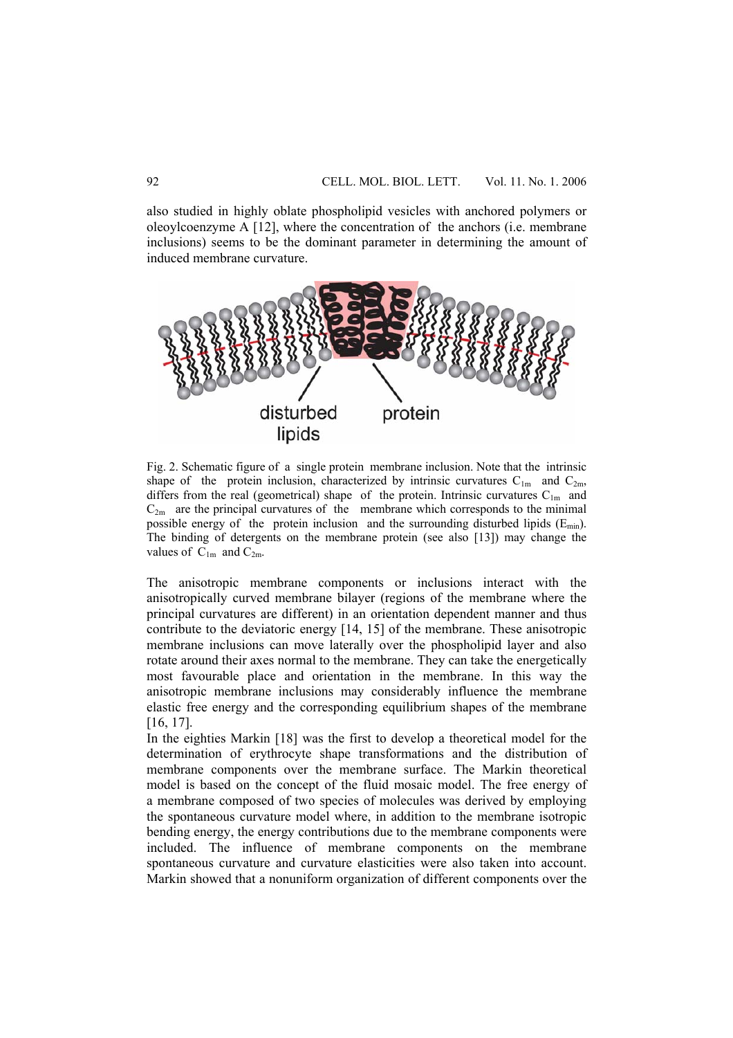also studied in highly oblate phospholipid vesicles with anchored polymers or oleoylcoenzyme A [12], where the concentration of the anchors (i.e. membrane inclusions) seems to be the dominant parameter in determining the amount of induced membrane curvature.

Fig. 2. Schematic figure of a single protein membrane inclusion. Note that the intrinsic shape of the protein inclusion, characterized by intrinsic curvatures $C_{1m}$ and $C_{2m}$, differs from the real (geometrical) shape of the protein. Intrinsic curvatures $C_{1m}$ and $C_{2m}$ are the principal curvatures of the membrane which corresponds to the minimal possible energy of the protein inclusion and the surrounding disturbed lipids ($E_{min}$). The binding of detergents on the membrane protein (see also [13]) may change the values of $C_{1m}$ and $C_{2m}$.

The anisotropic membrane components or inclusions interact with the anisotropically curved membrane bilayer (regions of the membrane where the principal curvatures are different) in an orientation dependent manner and thus contribute to the deviatoric energy [14, 15] of the membrane. These anisotropic membrane inclusions can move laterally over the phospholipid layer and also rotate around their axes normal to the membrane. They can take the energetically most favourable place and orientation in the membrane. In this way the anisotropic membrane inclusions may considerably influence the membrane elastic free energy and the corresponding equilibrium shapes of the membrane [16, 17].

In the eighties Markin [18] was the first to develop a theoretical model for the determination of erythrocyte shape transformations and the distribution of membrane components over the membrane surface. The Markin theoretical model is based on the concept of the fluid mosaic model. The free energy of a membrane composed of two species of molecules was derived by employing the spontaneous curvature model where, in addition to the membrane isotropic bending energy, the energy contributions due to the membrane components were included. The influence of membrane components on the membrane spontaneous curvature and curvature elasticities were also taken into account. Markin showed that a nonuniform organization of different components over the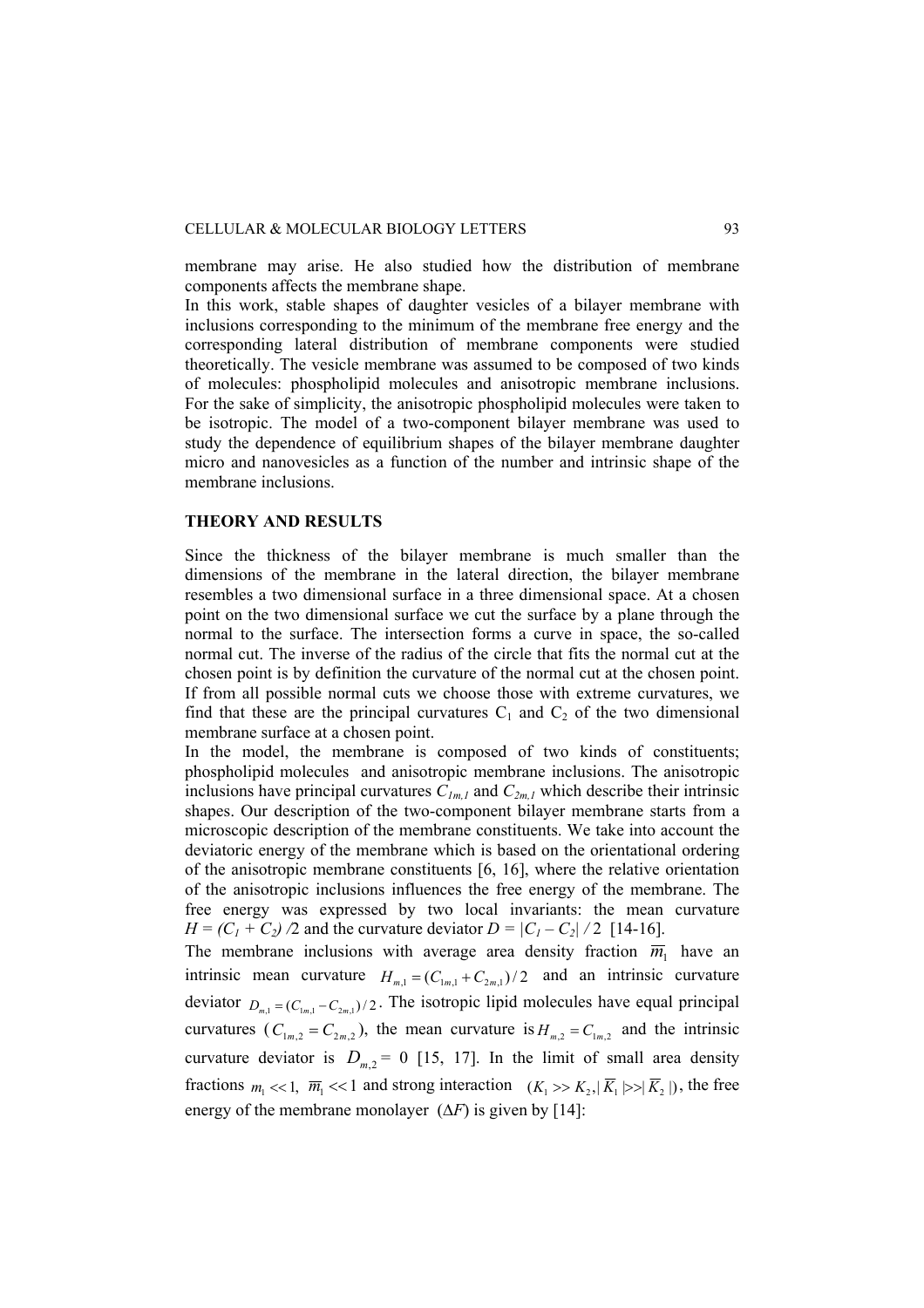membrane may arise. He also studied how the distribution of membrane components affects the membrane shape.

In this work, stable shapes of daughter vesicles of a bilayer membrane with inclusions corresponding to the minimum of the membrane free energy and the corresponding lateral distribution of membrane components were studied theoretically. The vesicle membrane was assumed to be composed of two kinds of molecules: phospholipid molecules and anisotropic membrane inclusions. For the sake of simplicity, the anisotropic phospholipid molecules were taken to be isotropic. The model of a two-component bilayer membrane was used to study the dependence of equilibrium shapes of the bilayer membrane daughter micro and nanovesicles as a function of the number and intrinsic shape of the membrane inclusions.

## THEORY AND RESULTS

Since the thickness of the bilayer membrane is much smaller than the dimensions of the membrane in the lateral direction, the bilayer membrane resembles a two dimensional surface in a three dimensional space. At a chosen point on the two dimensional surface we cut the surface by a plane through the normal to the surface. The intersection forms a curve in space, the so-called normal cut. The inverse of the radius of the circle that fits the normal cut at the chosen point is by definition the curvature of the normal cut at the chosen point. If from all possible normal cuts we choose those with extreme curvatures, we find that these are the principal curvatures $C_1$ and $C_2$ of the two dimensional membrane surface at a chosen point.

In the model, the membrane is composed of two kinds of constituents; phospholipid molecules and anisotropic membrane inclusions. The anisotropic inclusions have principal curvatures $C_{1m,1}$ and $C_{2m,1}$ which describe their intrinsic shapes. Our description of the two-component bilayer membrane starts from a microscopic description of the membrane constituents. We take into account the deviatoric energy of the membrane which is based on the orientational ordering of the anisotropic membrane constituents [6, 16], where the relative orientation of the anisotropic inclusions influences the free energy of the membrane. The free energy was expressed by two local invariants: the mean curvature $H = (C_1 + C_2)/2$ and the curvature deviator $D = |C_1 - C_2|/2$ [14-16].

The membrane inclusions with average area density fraction $\overline{m}_1$ have an intrinsic mean curvature $H_{m,1} = (C_{1m,1} + C_{2m,1})/2$ and an intrinsic curvature deviator $D_{m,1} = (C_{1m,1} - C_{2m,1})/2$. The isotropic lipid molecules have equal principal curvatures ($C_{1m,2} = C_{2m,2}$), the mean curvature is $H_{m,2} = C_{1m,2}$ and the intrinsic curvature deviator is $D_{m,2} = 0$ [15, 17]. In the limit of small area density fractions $m_1 << 1$, $\overline{m}_1 << 1$ and strong interaction $(K_1 >> K_2, |\overline{K}_1| >> |\overline{K}_2|)$, the free energy of the membrane monolayer ($\Delta F$) is given by [14]: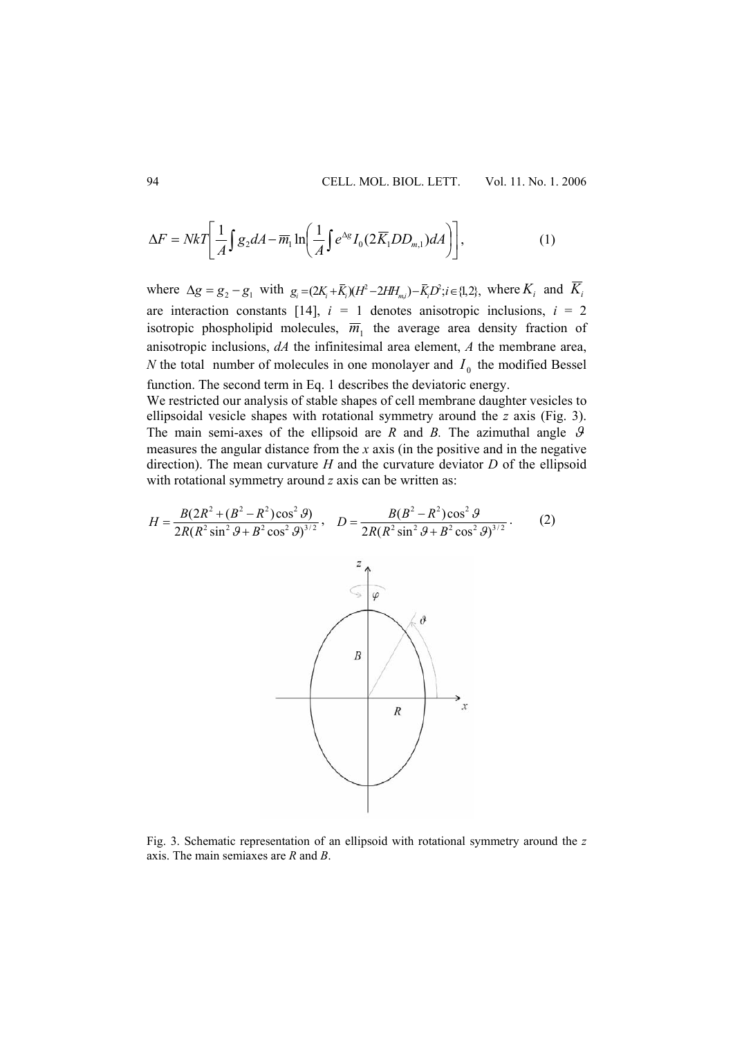$$\Delta F = NkT\left[\frac{1}{A}\int g_2 dA - \overline{m}_1 \ln\left(\frac{1}{A}\int e^{\Delta g} I_0(2\overline{K}_1 DD_{m,1})dA\right)\right], \tag{1}$$

where $\Delta g = g_2 - g_1$ with $g_i = (2K_i + \overline{K}_i)(H^2 - 2HH_{m,i}) - \overline{K}_i D^2; i \in \{1,2\}$, where $K_i$ and $\overline{K}_i$ are interaction constants [14], $i$ = 1 denotes anisotropic inclusions, $i$ = 2 isotropic phospholipid molecules, $\overline{m}_1$ the average area density fraction of anisotropic inclusions, $dA$ the infinitesimal area element, $A$ the membrane area, $N$ the total number of molecules in one monolayer and $I_0$ the modified Bessel function. The second term in Eq. 1 describes the deviatoric energy.

We restricted our analysis of stable shapes of cell membrane daughter vesicles to ellipsoidal vesicle shapes with rotational symmetry around the $z$ axis (Fig. 3). The main semi-axes of the ellipsoid are $R$ and $B$. The azimuthal angle $\vartheta$ measures the angular distance from the $x$ axis (in the positive and in the negative direction). The mean curvature $H$ and the curvature deviator $D$ of the ellipsoid with rotational symmetry around $z$ axis can be written as:

$$H = \frac{B(2R^2 + (B^2 - R^2)\cos^2\vartheta)}{2R(R^2\sin^2\vartheta + B^2\cos^2\vartheta)^{3/2}}, \quad D = \frac{B(B^2 - R^2)\cos^2\vartheta}{2R(R^2\sin^2\vartheta + B^2\cos^2\vartheta)^{3/2}}. \tag{2}$$

Fig. 3. Schematic representation of an ellipsoid with rotational symmetry around the $z$ axis. The main semiaxes are $R$ and $B$.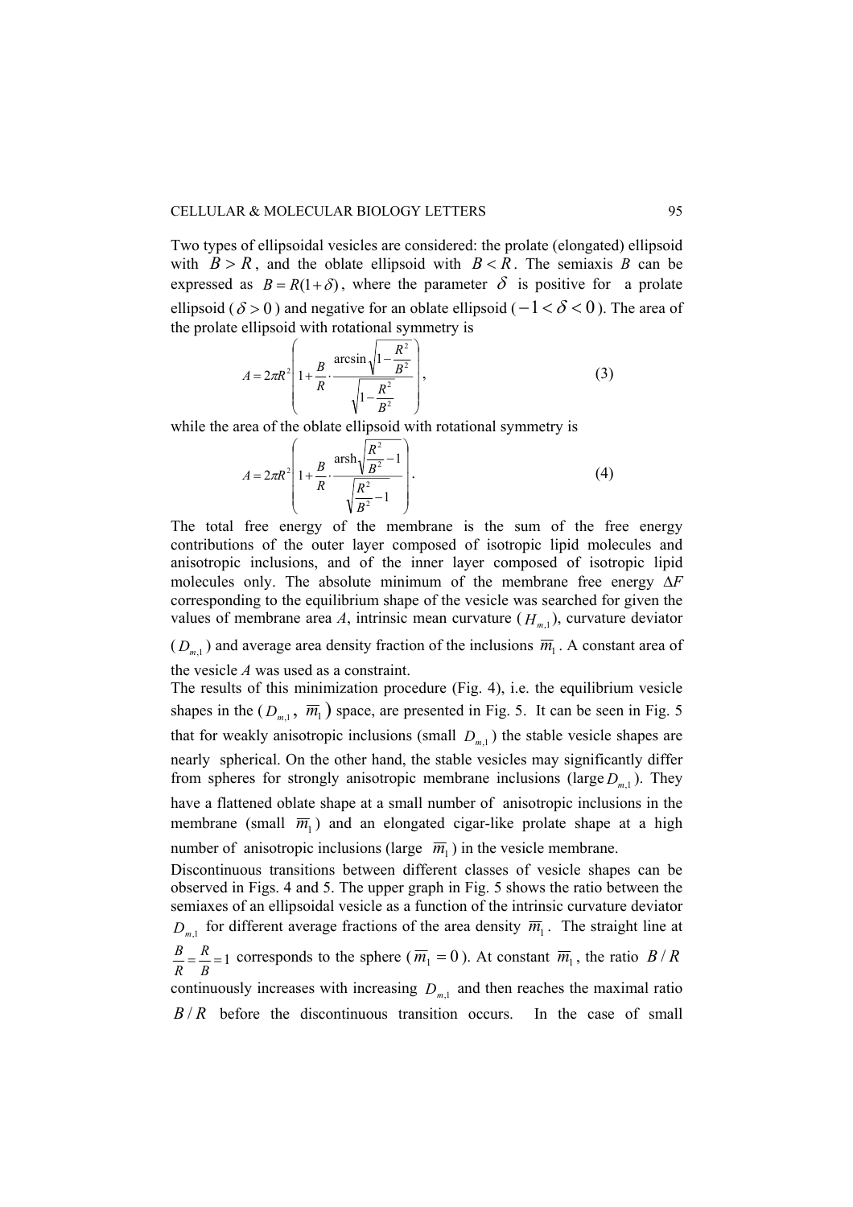Two types of ellipsoidal vesicles are considered: the prolate (elongated) ellipsoid with $B > R$, and the oblate ellipsoid with $B < R$. The semiaxis $B$ can be expressed as $B = R(1+\delta)$, where the parameter $\delta$ is positive for a prolate ellipsoid ($\delta > 0$) and negative for an oblate ellipsoid ($-1 < \delta < 0$). The area of the prolate ellipsoid with rotational symmetry is

$$A = 2\pi R^2 \left( 1 + \frac{B}{R} \cdot \frac{\arcsin\sqrt{1-\dfrac{R^2}{B^2}}}{\sqrt{1-\dfrac{R^2}{B^2}}} \right), \tag{3}$$

while the area of the oblate ellipsoid with rotational symmetry is

$$A = 2\pi R^2 \left( 1 + \frac{B}{R} \cdot \frac{\operatorname{arsh}\sqrt{\dfrac{R^2}{B^2}-1}}{\sqrt{\dfrac{R^2}{B^2}-1}} \right). \tag{4}$$

The total free energy of the membrane is the sum of the free energy contributions of the outer layer composed of isotropic lipid molecules and anisotropic inclusions, and of the inner layer composed of isotropic lipid molecules only. The absolute minimum of the membrane free energy $\Delta F$ corresponding to the equilibrium shape of the vesicle was searched for given the values of membrane area $A$, intrinsic mean curvature ($H_{m,1}$), curvature deviator ($D_{m,1}$) and average area density fraction of the inclusions $\overline{m}_1$. A constant area of the vesicle $A$ was used as a constraint.

The results of this minimization procedure (Fig. 4), i.e. the equilibrium vesicle shapes in the ($D_{m,1}$, $\overline{m}_1$) space, are presented in Fig. 5. It can be seen in Fig. 5 that for weakly anisotropic inclusions (small $D_{m,1}$) the stable vesicle shapes are nearly spherical. On the other hand, the stable vesicles may significantly differ from spheres for strongly anisotropic membrane inclusions (large $D_{m,1}$). They have a flattened oblate shape at a small number of anisotropic inclusions in the membrane (small $\overline{m}_1$) and an elongated cigar-like prolate shape at a high number of anisotropic inclusions (large $\overline{m}_1$) in the vesicle membrane.

Discontinuous transitions between different classes of vesicle shapes can be observed in Figs. 4 and 5. The upper graph in Fig. 5 shows the ratio between the semiaxes of an ellipsoidal vesicle as a function of the intrinsic curvature deviator $D_{m,1}$ for different average fractions of the area density $\overline{m}_1$. The straight line at $\frac{B}{R} = \frac{R}{B} = 1$ corresponds to the sphere ($\overline{m}_1 = 0$). At constant $\overline{m}_1$, the ratio $B/R$ continuously increases with increasing $D_{m,1}$ and then reaches the maximal ratio $B/R$ before the discontinuous transition occurs. In the case of small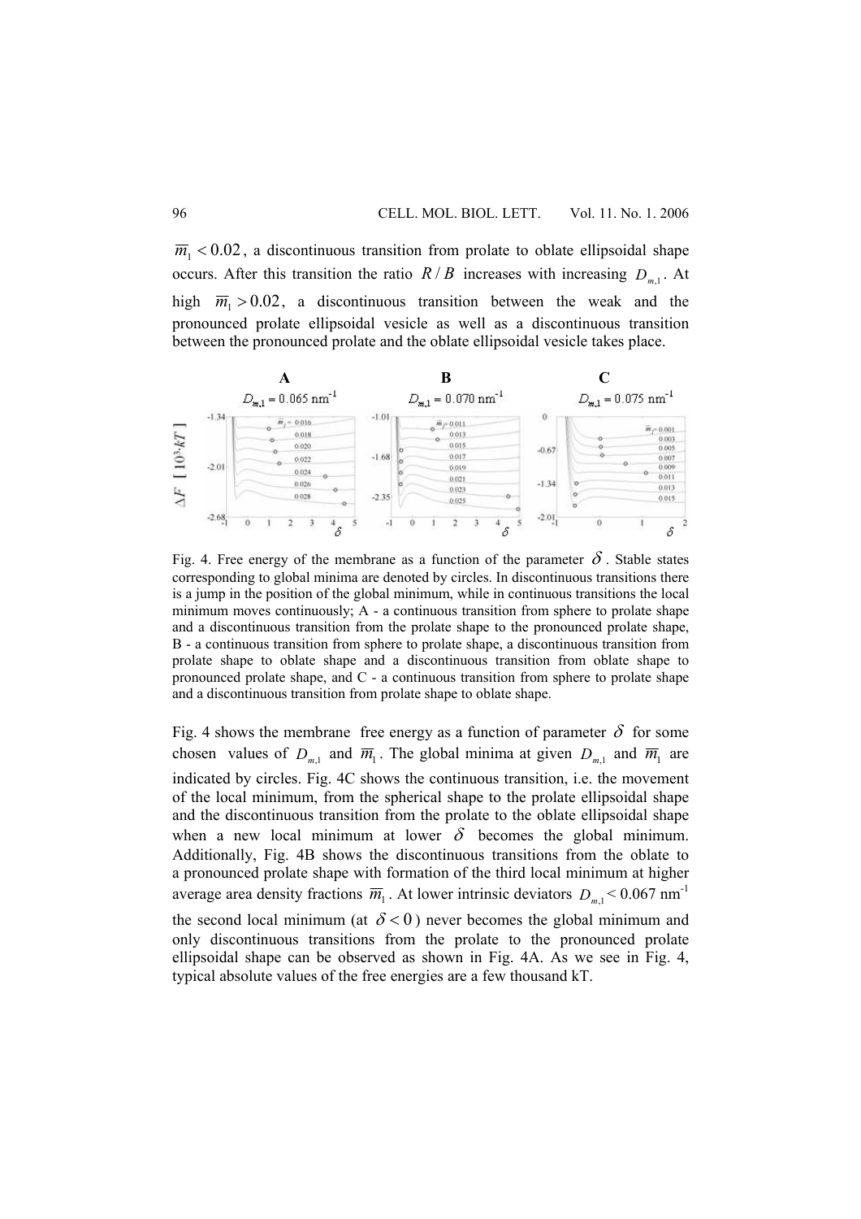$\overline{m}_1 < 0.02$, a discontinuous transition from prolate to oblate ellipsoidal shape occurs. After this transition the ratio $R/B$ increases with increasing $D_{m,1}$. At high $\overline{m}_1 > 0.02$, a discontinuous transition between the weak and the pronounced prolate ellipsoidal vesicle as well as a discontinuous transition between the pronounced prolate and the oblate ellipsoidal vesicle takes place.

Fig. 4. Free energy of the membrane as a function of the parameter $\delta$. Stable states corresponding to global minima are denoted by circles. In discontinuous transitions there is a jump in the position of the global minimum, while in continuous transitions the local minimum moves continuously; A - a continuous transition from sphere to prolate shape and a discontinuous transition from the prolate shape to the pronounced prolate shape, B - a continuous transition from sphere to prolate shape, a discontinuous transition from prolate shape to oblate shape and a discontinuous transition from oblate shape to pronounced prolate shape, and C - a continuous transition from sphere to prolate shape and a discontinuous transition from prolate shape to oblate shape.

Fig. 4 shows the membrane free energy as a function of parameter $\delta$ for some chosen values of $D_{m,1}$ and $\overline{m}_1$. The global minima at given $D_{m,1}$ and $\overline{m}_1$ are indicated by circles. Fig. 4C shows the continuous transition, i.e. the movement of the local minimum, from the spherical shape to the prolate ellipsoidal shape and the discontinuous transition from the prolate to the oblate ellipsoidal shape when a new local minimum at lower $\delta$ becomes the global minimum. Additionally, Fig. 4B shows the discontinuous transitions from the oblate to a pronounced prolate shape with formation of the third local minimum at higher average area density fractions $\overline{m}_1$. At lower intrinsic deviators $D_{m,1} < 0.067$ nm$^{-1}$ the second local minimum (at $\delta < 0$) never becomes the global minimum and only discontinuous transitions from the prolate to the pronounced prolate ellipsoidal shape can be observed as shown in Fig. 4A. As we see in Fig. 4, typical absolute values of the free energies are a few thousand kT.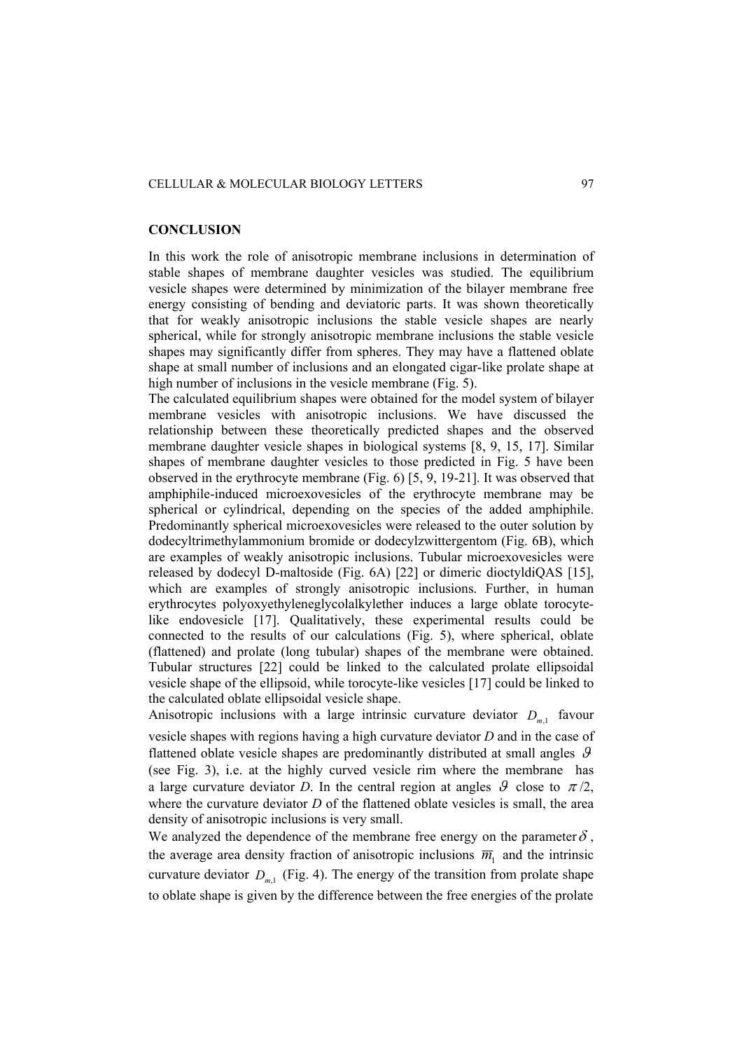## CONCLUSION

In this work the role of anisotropic membrane inclusions in determination of stable shapes of membrane daughter vesicles was studied. The equilibrium vesicle shapes were determined by minimization of the bilayer membrane free energy consisting of bending and deviatoric parts. It was shown theoretically that for weakly anisotropic inclusions the stable vesicle shapes are nearly spherical, while for strongly anisotropic membrane inclusions the stable vesicle shapes may significantly differ from spheres. They may have a flattened oblate shape at small number of inclusions and an elongated cigar-like prolate shape at high number of inclusions in the vesicle membrane (Fig. 5).

The calculated equilibrium shapes were obtained for the model system of bilayer membrane vesicles with anisotropic inclusions. We have discussed the relationship between these theoretically predicted shapes and the observed membrane daughter vesicle shapes in biological systems [8, 9, 15, 17]. Similar shapes of membrane daughter vesicles to those predicted in Fig. 5 have been observed in the erythrocyte membrane (Fig. 6) [5, 9, 19-21]. It was observed that amphiphile-induced microexovesicles of the erythrocyte membrane may be spherical or cylindrical, depending on the species of the added amphiphile. Predominantly spherical microexovesicles were released to the outer solution by dodecyltrimethylammonium bromide or dodecylzwittergentom (Fig. 6B), which are examples of weakly anisotropic inclusions. Tubular microexovesicles were released by dodecyl D-maltoside (Fig. 6A) [22] or dimeric dioctyldiQAS [15], which are examples of strongly anisotropic inclusions. Further, in human erythrocytes polyoxyethyleneglycolalkylether induces a large oblate torocyte-like endovesicle [17]. Qualitatively, these experimental results could be connected to the results of our calculations (Fig. 5), where spherical, oblate (flattened) and prolate (long tubular) shapes of the membrane were obtained. Tubular structures [22] could be linked to the calculated prolate ellipsoidal vesicle shape of the ellipsoid, while torocyte-like vesicles [17] could be linked to the calculated oblate ellipsoidal vesicle shape.

Anisotropic inclusions with a large intrinsic curvature deviator $D_{m,1}$ favour vesicle shapes with regions having a high curvature deviator $D$ and in the case of flattened oblate vesicle shapes are predominantly distributed at small angles $\vartheta$ (see Fig. 3), i.e. at the highly curved vesicle rim where the membrane has a large curvature deviator $D$. In the central region at angles $\vartheta$ close to $\pi/2$, where the curvature deviator $D$ of the flattened oblate vesicles is small, the area density of anisotropic inclusions is very small.

We analyzed the dependence of the membrane free energy on the parameter $\delta$, the average area density fraction of anisotropic inclusions $\overline{m}_1$ and the intrinsic curvature deviator $D_{m,1}$ (Fig. 4). The energy of the transition from prolate shape to oblate shape is given by the difference between the free energies of the prolate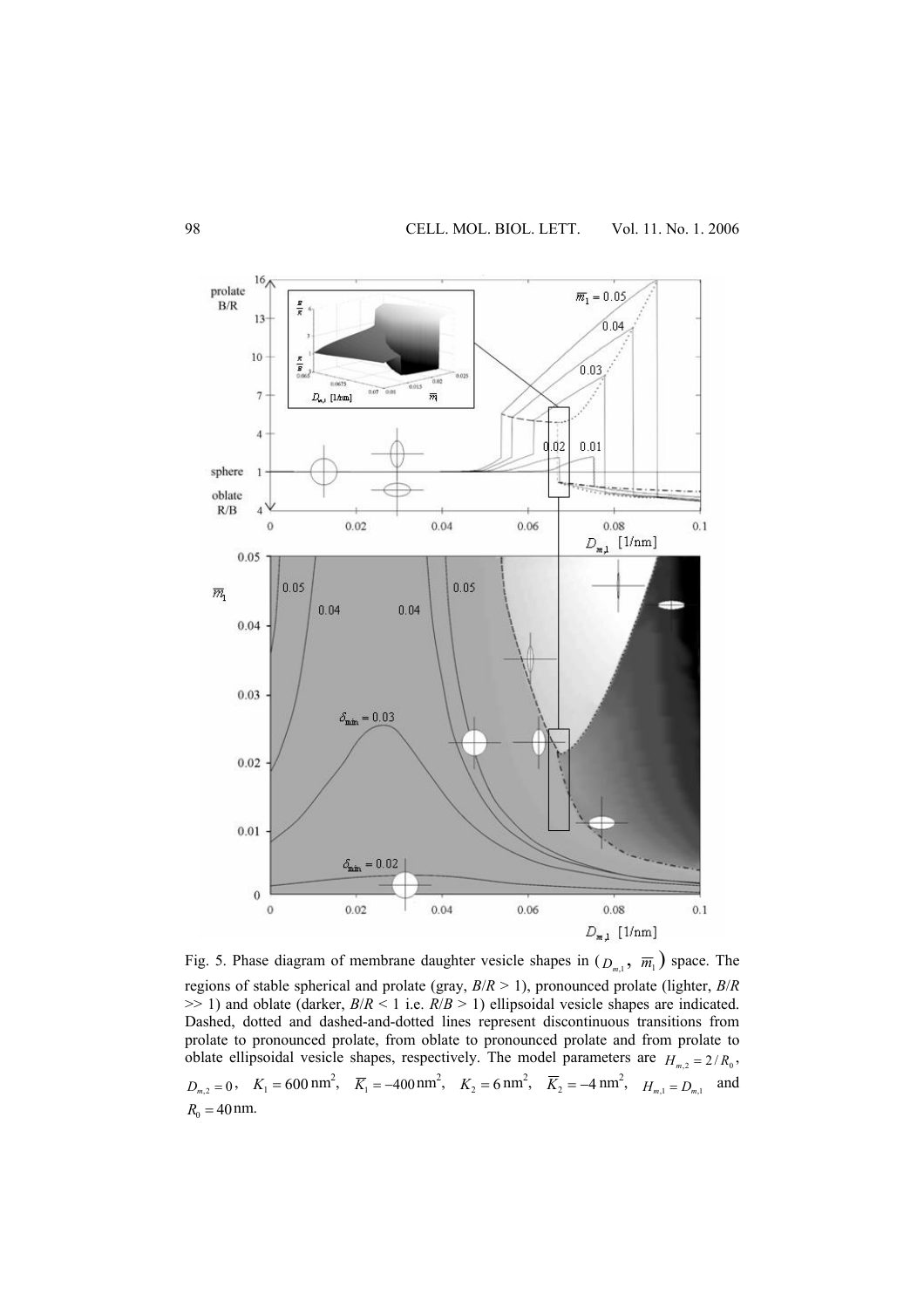Fig. 5. Phase diagram of membrane daughter vesicle shapes in ($D_{m,1}$, $\overline{m}_1$) space. The regions of stable spherical and prolate (gray, $B/R > 1$), pronounced prolate (lighter, $B/R \gg 1$) and oblate (darker, $B/R < 1$ i.e. $R/B > 1$) ellipsoidal vesicle shapes are indicated. Dashed, dotted and dashed-and-dotted lines represent discontinuous transitions from prolate to pronounced prolate, from oblate to pronounced prolate and from prolate to oblate ellipsoidal vesicle shapes, respectively. The model parameters are $H_{m,2} = 2/R_0$, $D_{m,2} = 0$, $K_1 = 600\,\text{nm}^2$, $\overline{K}_1 = -400\,\text{nm}^2$, $K_2 = 6\,\text{nm}^2$, $\overline{K}_2 = -4\,\text{nm}^2$, $H_{m,1} = D_{m,1}$ and $R_0 = 40\,\text{nm}$.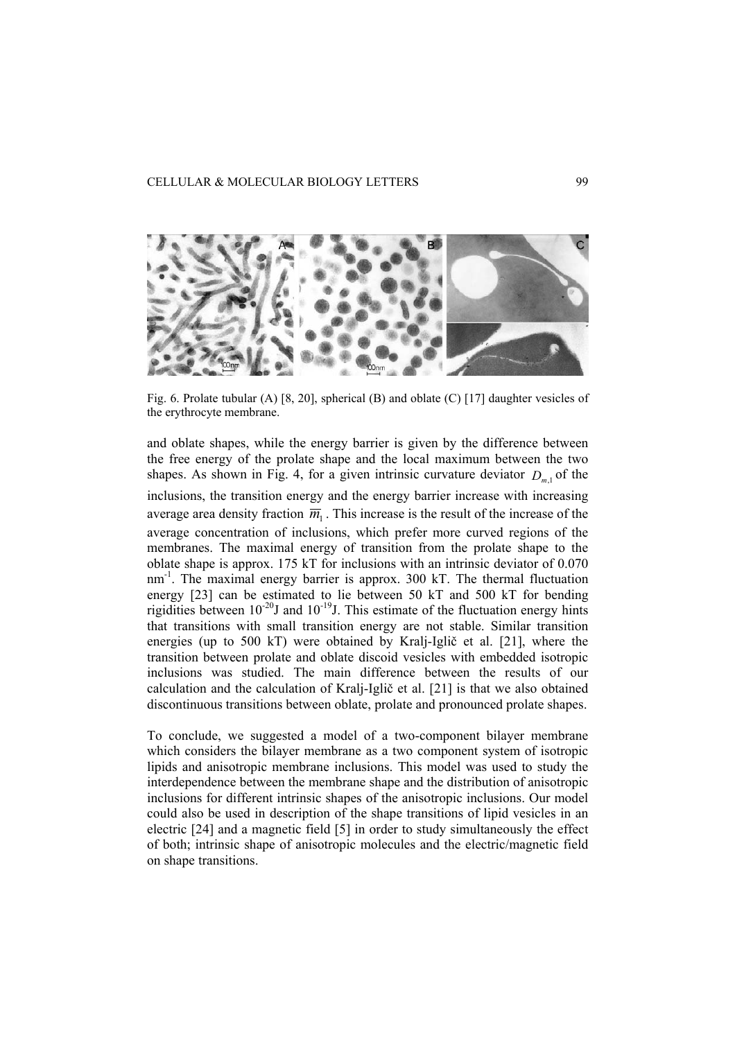Fig. 6. Prolate tubular (A) [8, 20], spherical (B) and oblate (C) [17] daughter vesicles of the erythrocyte membrane.

and oblate shapes, while the energy barrier is given by the difference between the free energy of the prolate shape and the local maximum between the two shapes. As shown in Fig. 4, for a given intrinsic curvature deviator $D_{m,1}$ of the inclusions, the transition energy and the energy barrier increase with increasing average area density fraction $\overline{m}_1$. This increase is the result of the increase of the average concentration of inclusions, which prefer more curved regions of the membranes. The maximal energy of transition from the prolate shape to the oblate shape is approx. 175 kT for inclusions with an intrinsic deviator of 0.070 $nm^{-1}$. The maximal energy barrier is approx. 300 kT. The thermal fluctuation energy [23] can be estimated to lie between 50 kT and 500 kT for bending rigidities between $10^{-20}$J and $10^{-19}$J. This estimate of the fluctuation energy hints that transitions with small transition energy are not stable. Similar transition energies (up to 500 kT) were obtained by Kralj-Iglič et al. [21], where the transition between prolate and oblate discoid vesicles with embedded isotropic inclusions was studied. The main difference between the results of our calculation and the calculation of Kralj-Iglič et al. [21] is that we also obtained discontinuous transitions between oblate, prolate and pronounced prolate shapes.

To conclude, we suggested a model of a two-component bilayer membrane which considers the bilayer membrane as a two component system of isotropic lipids and anisotropic membrane inclusions. This model was used to study the interdependence between the membrane shape and the distribution of anisotropic inclusions for different intrinsic shapes of the anisotropic inclusions. Our model could also be used in description of the shape transitions of lipid vesicles in an electric [24] and a magnetic field [5] in order to study simultaneously the effect of both; intrinsic shape of anisotropic molecules and the electric/magnetic field on shape transitions.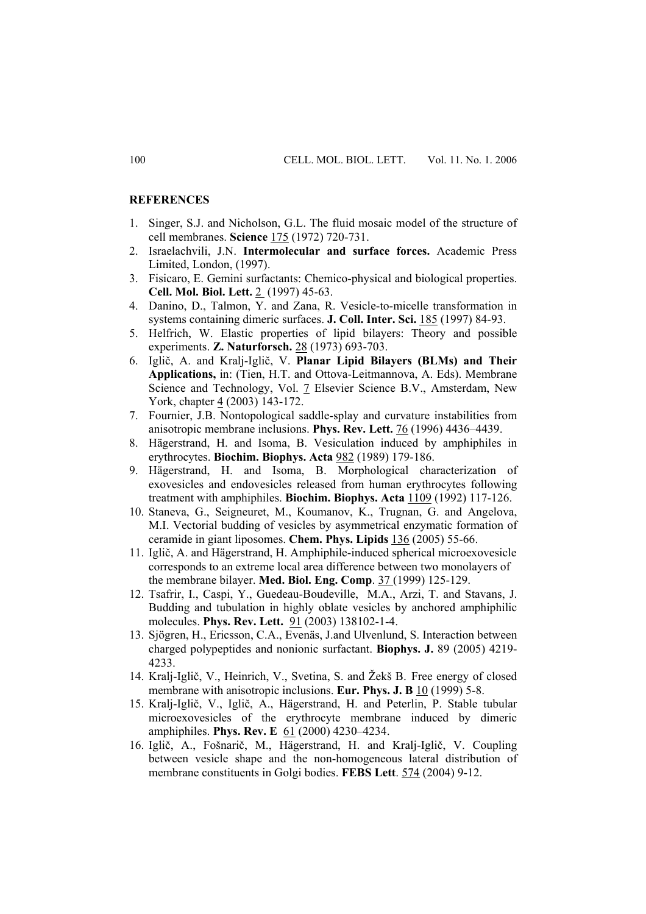## REFERENCES

1. Singer, S.J. and Nicholson, G.L. The fluid mosaic model of the structure of cell membranes. **Science** 175 (1972) 720-731.
2. Israelachvili, J.N. **Intermolecular and surface forces.** Academic Press Limited, London, (1997).
3. Fisicaro, E. Gemini surfactants: Chemico-physical and biological properties. **Cell. Mol. Biol. Lett.** 2 (1997) 45-63.
4. Danino, D., Talmon, Y. and Zana, R. Vesicle-to-micelle transformation in systems containing dimeric surfaces. **J. Coll. Inter. Sci.** 185 (1997) 84-93.
5. Helfrich, W. Elastic properties of lipid bilayers: Theory and possible experiments. **Z. Naturforsch.** 28 (1973) 693-703.
6. Iglič, A. and Kralj-Iglič, V. **Planar Lipid Bilayers (BLMs) and Their Applications,** in: (Tien, H.T. and Ottova-Leitmannova, A. Eds). Membrane Science and Technology, Vol. 7 Elsevier Science B.V., Amsterdam, New York, chapter 4 (2003) 143-172.
7. Fournier, J.B. Nontopological saddle-splay and curvature instabilities from anisotropic membrane inclusions. **Phys. Rev. Lett.** 76 (1996) 4436–4439.
8. Hägerstrand, H. and Isoma, B. Vesiculation induced by amphiphiles in erythrocytes. **Biochim. Biophys. Acta** 982 (1989) 179-186.
9. Hägerstrand, H. and Isoma, B. Morphological characterization of exovesicles and endovesicles released from human erythrocytes following treatment with amphiphiles. **Biochim. Biophys. Acta** 1109 (1992) 117-126.
10. Staneva, G., Seigneuret, M., Koumanov, K., Trugnan, G. and Angelova, M.I. Vectorial budding of vesicles by asymmetrical enzymatic formation of ceramide in giant liposomes. **Chem. Phys. Lipids** 136 (2005) 55-66.
11. Iglič, A. and Hägerstrand, H. Amphiphile-induced spherical microexovesicle corresponds to an extreme local area difference between two monolayers of the membrane bilayer. **Med. Biol. Eng. Comp**. 37 (1999) 125-129.
12. Tsafrir, I., Caspi, Y., Guedeau-Boudeville, M.A., Arzi, T. and Stavans, J. Budding and tubulation in highly oblate vesicles by anchored amphiphilic molecules. **Phys. Rev. Lett.** 91 (2003) 138102-1-4.
13. Sjögren, H., Ericsson, C.A., Evenäs, J.and Ulvenlund, S. Interaction between charged polypeptides and nonionic surfactant. **Biophys. J.** 89 (2005) 4219-4233.
14. Kralj-Iglič, V., Heinrich, V., Svetina, S. and Žekš B. Free energy of closed membrane with anisotropic inclusions. **Eur. Phys. J. B** 10 (1999) 5-8.
15. Kralj-Iglič, V., Iglič, A., Hägerstrand, H. and Peterlin, P. Stable tubular microexovesicles of the erythrocyte membrane induced by dimeric amphiphiles. **Phys. Rev. E** 61 (2000) 4230–4234.
16. Iglič, A., Fošnarič, M., Hägerstrand, H. and Kralj-Iglič, V. Coupling between vesicle shape and the non-homogeneous lateral distribution of membrane constituents in Golgi bodies. **FEBS Lett**. 574 (2004) 9-12.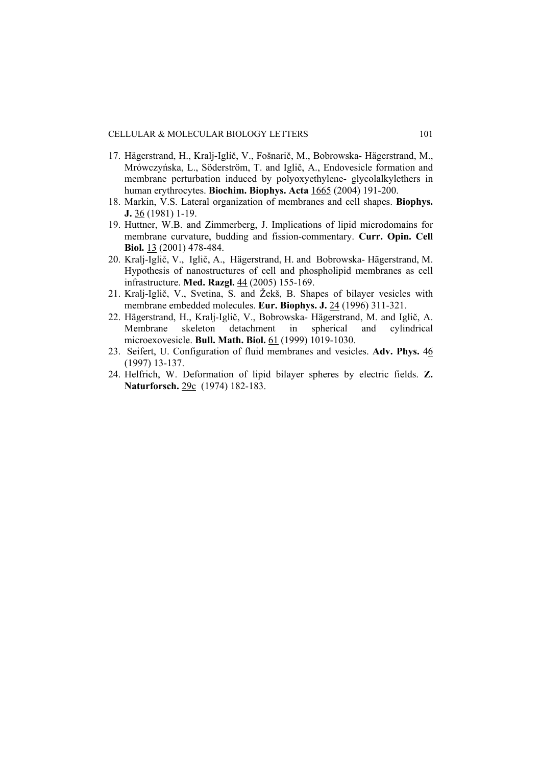17. Hägerstrand, H., Kralj-Iglič, V., Fošnarič, M., Bobrowska- Hägerstrand, M., Mrówczyńska, L., Söderström, T. and Iglič, A., Endovesicle formation and membrane perturbation induced by polyoxyethylene- glycolalkylethers in human erythrocytes. **Biochim. Biophys. Acta** 1665 (2004) 191-200.
18. Markin, V.S. Lateral organization of membranes and cell shapes. **Biophys. J.** 36 (1981) 1-19.
19. Huttner, W.B. and Zimmerberg, J. Implications of lipid microdomains for membrane curvature, budding and fission-commentary. **Curr. Opin. Cell Biol.** 13 (2001) 478-484.
20. Kralj-Iglič, V., Iglič, A., Hägerstrand, H. and Bobrowska- Hägerstrand, M. Hypothesis of nanostructures of cell and phospholipid membranes as cell infrastructure. **Med. Razgl.** 44 (2005) 155-169.
21. Kralj-Iglič, V., Svetina, S. and Žekš, B. Shapes of bilayer vesicles with membrane embedded molecules. **Eur. Biophys. J.** 24 (1996) 311-321.
22. Hägerstrand, H., Kralj-Iglič, V., Bobrowska- Hägerstrand, M. and Iglič, A. Membrane skeleton detachment in spherical and cylindrical microexovesicle. **Bull. Math. Biol.** 61 (1999) 1019-1030.
23. Seifert, U. Configuration of fluid membranes and vesicles. **Adv. Phys.** 46 (1997) 13-137.
24. Helfrich, W. Deformation of lipid bilayer spheres by electric fields. **Z. Naturforsch.** 29c (1974) 182-183.